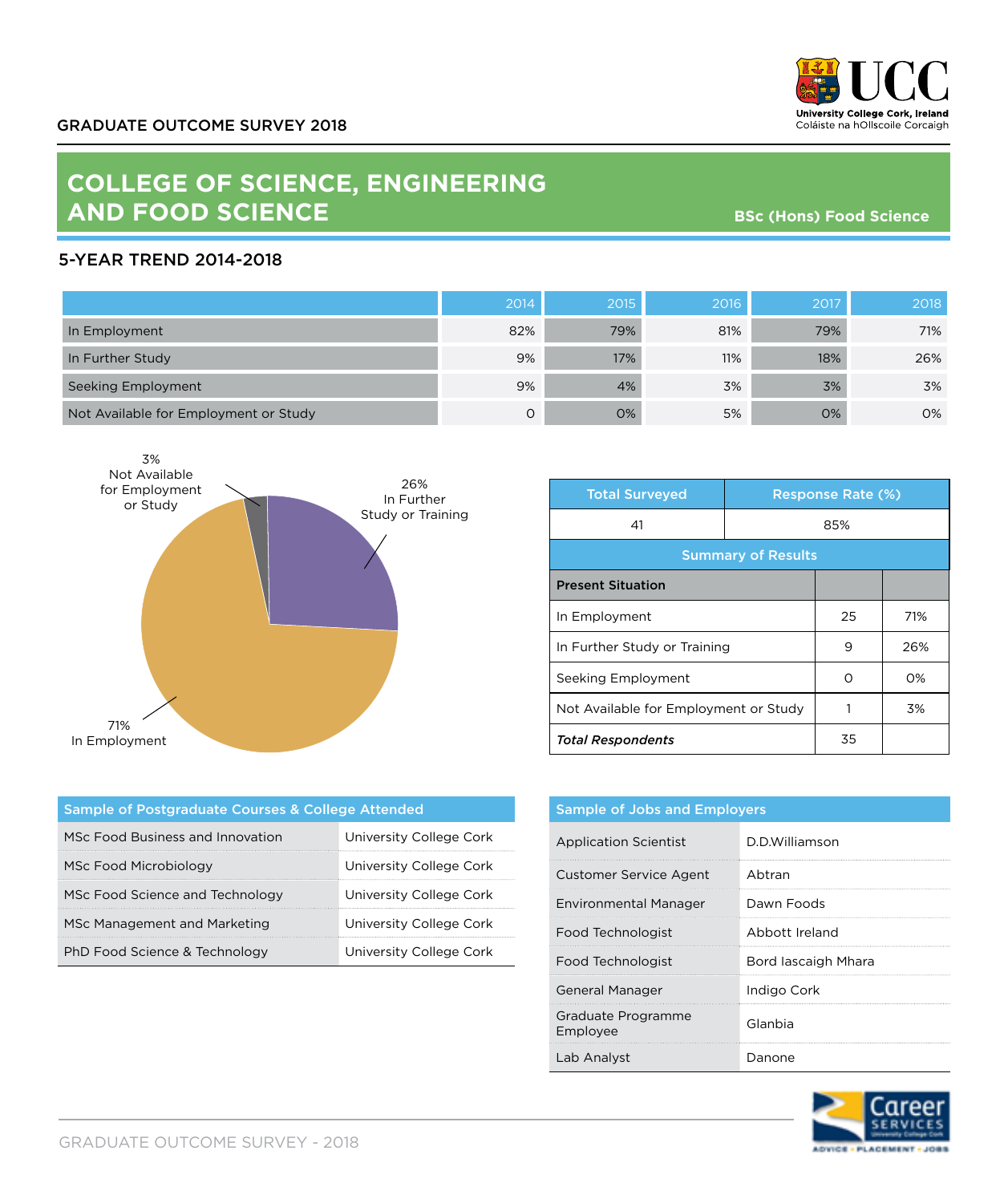GRADUATE OUTCOME SURVEY 2018

University College Cork, Ireland
Coláiste na hOllscoile Corcaigh

# COLLEGE OF SCIENCE, ENGINEERING AND FOOD SCIENCE

**BSc (Hons) Food Science**

## 5-YEAR TREND 2014-2018

| | 2014 | 2015 | 2016 | 2017 | 2018 |
|---|---|---|---|---|---|
| In Employment | 82% | 79% | 81% | 79% | 71% |
| In Further Study | 9% | 17% | 11% | 18% | 26% |
| Seeking Employment | 9% | 4% | 3% | 3% | 3% |
| Not Available for Employment or Study | 0 | 0% | 5% | 0% | 0% |

3% Not Available for Employment or Study

26% In Further Study or Training

71% In Employment

| Total Surveyed | Response Rate (%) |
|---|---|
| 41 | 85% |

**Summary of Results**

| Present Situation | | |
|---|---|---|
| In Employment | 25 | 71% |
| In Further Study or Training | 9 | 26% |
| Seeking Employment | 0 | 0% |
| Not Available for Employment or Study | 1 | 3% |
| ***Total Respondents*** | 35 | |

| Sample of Postgraduate Courses & College Attended | |
|---|---|
| MSc Food Business and Innovation | University College Cork |
| MSc Food Microbiology | University College Cork |
| MSc Food Science and Technology | University College Cork |
| MSc Management and Marketing | University College Cork |
| PhD Food Science & Technology | University College Cork |

| Sample of Jobs and Employers | |
|---|---|
| Application Scientist | D.D.Williamson |
| Customer Service Agent | Abtran |
| Environmental Manager | Dawn Foods |
| Food Technologist | Abbott Ireland |
| Food Technologist | Bord Iascaigh Mhara |
| General Manager | Indigo Cork |
| Graduate Programme Employee | Glanbia |
| Lab Analyst | Danone |

Career Services University College Cork
ADVICE • PLACEMENT • JOBS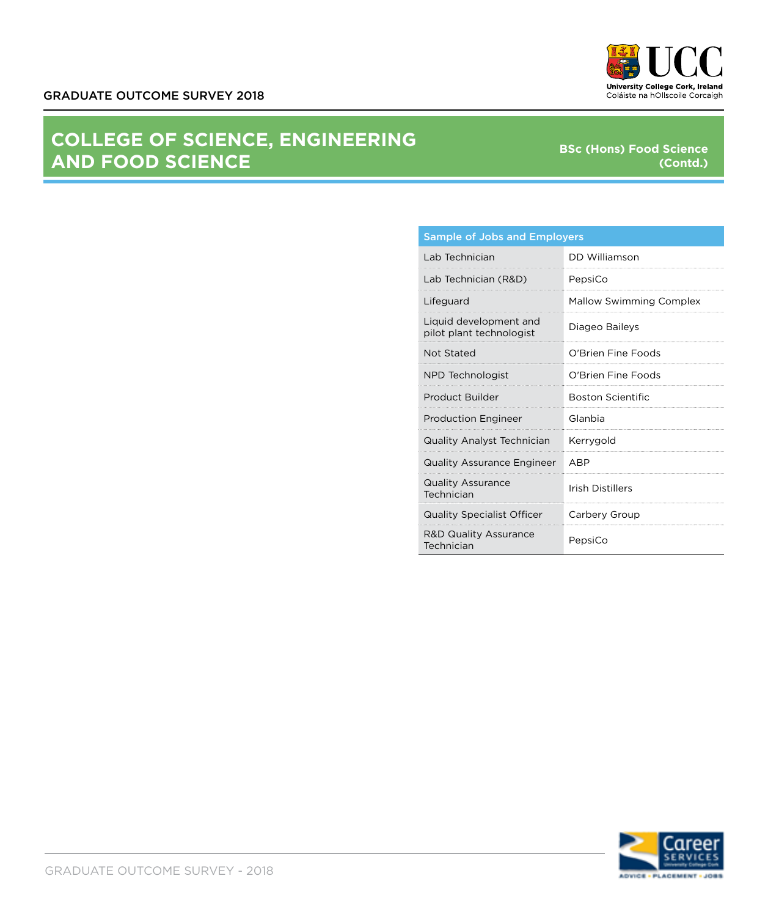# COLLEGE OF SCIENCE, ENGINEERING AND FOOD SCIENCE

**BSc (Hons) Food Science (Contd.)**

| Sample of Jobs and Employers | |
|---|---|
| Lab Technician | DD Williamson |
| Lab Technician (R&D) | PepsiCo |
| Lifeguard | Mallow Swimming Complex |
| Liquid development and pilot plant technologist | Diageo Baileys |
| Not Stated | O'Brien Fine Foods |
| NPD Technologist | O'Brien Fine Foods |
| Product Builder | Boston Scientific |
| Production Engineer | Glanbia |
| Quality Analyst Technician | Kerrygold |
| Quality Assurance Engineer | ABP |
| Quality Assurance Technician | Irish Distillers |
| Quality Specialist Officer | Carbery Group |
| R&D Quality Assurance Technician | PepsiCo |